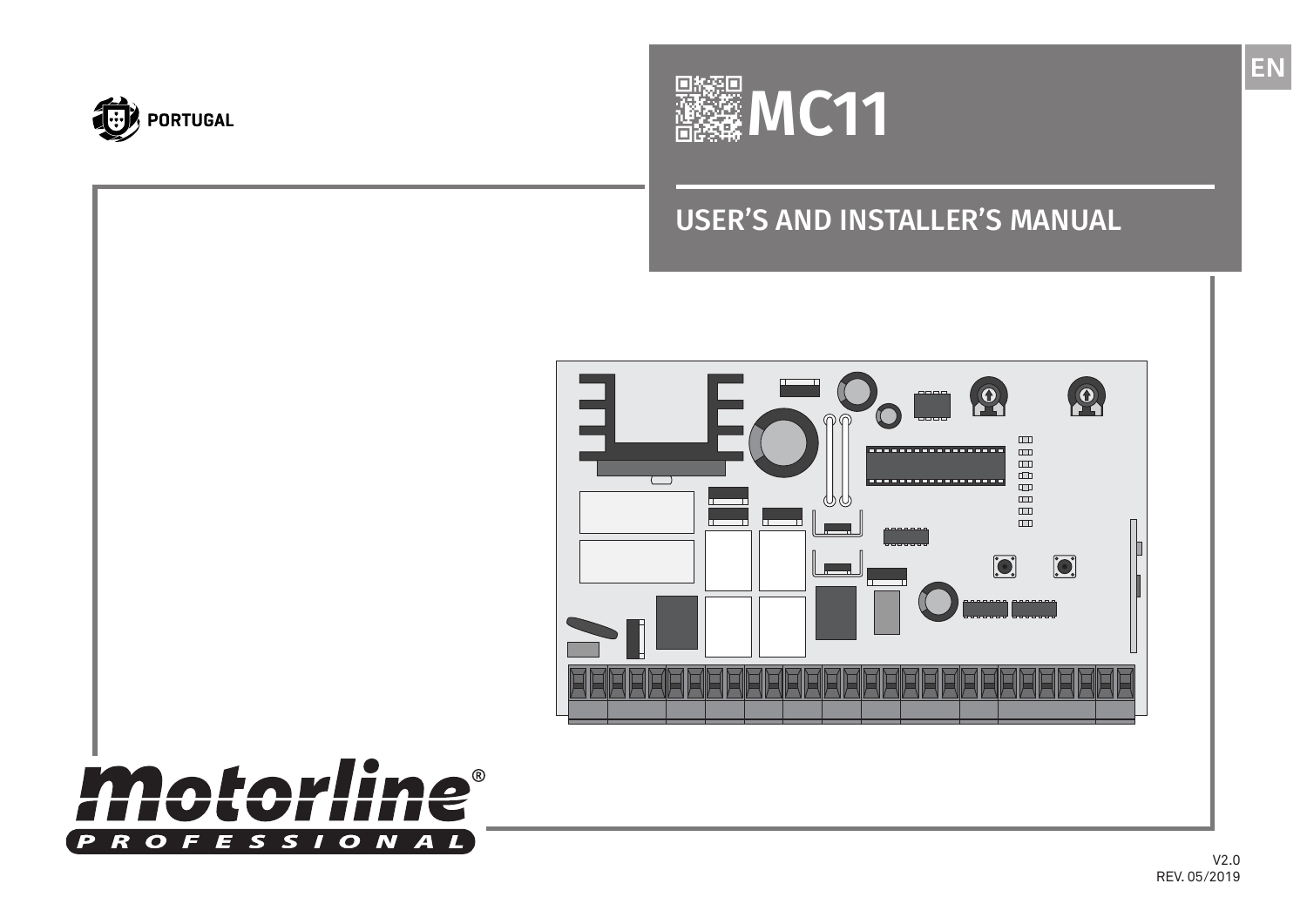PORTUGAL

EN

# MC11

## USER'S AND INSTALLER'S MANUAL

motorline® PROFESSIONAL

V2.0
REV. 05/2019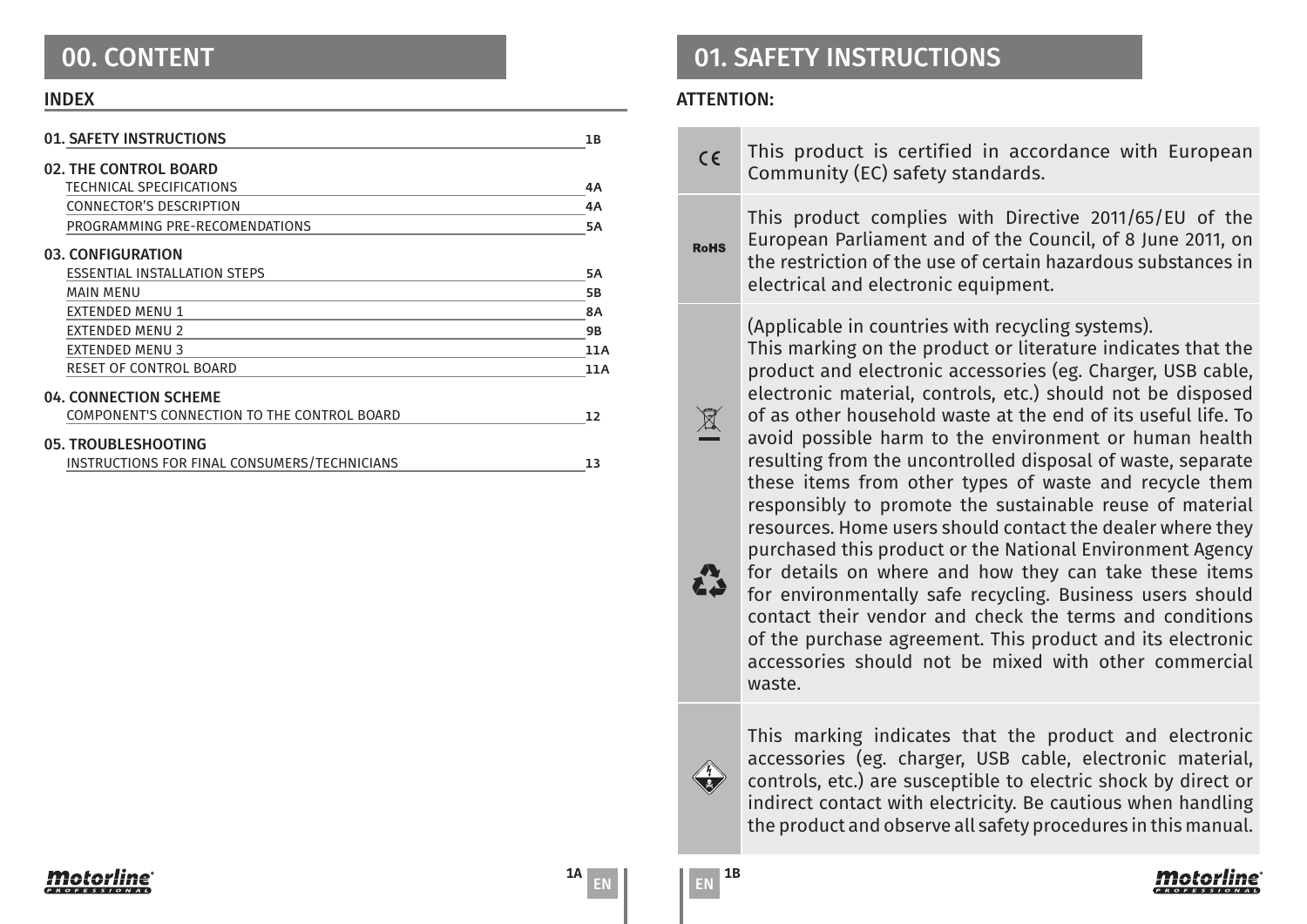# 00. CONTENT

## INDEX

| Section | Page |
|---|---|
| **01. SAFETY INSTRUCTIONS** | 1B |
| **02. THE CONTROL BOARD** | |
| TECHNICAL SPECIFICATIONS | 4A |
| CONNECTOR'S DESCRIPTION | 4A |
| PROGRAMMING PRE-RECOMENDATIONS | 5A |
| **03. CONFIGURATION** | |
| ESSENTIAL INSTALLATION STEPS | 5A |
| MAIN MENU | 5B |
| EXTENDED MENU 1 | 8A |
| EXTENDED MENU 2 | 9B |
| EXTENDED MENU 3 | 11A |
| RESET OF CONTROL BOARD | 11A |
| **04. CONNECTION SCHEME** | |
| COMPONENT'S CONNECTION TO THE CONTROL BOARD | 12 |
| **05. TROUBLESHOOTING** | |
| INSTRUCTIONS FOR FINAL CONSUMERS/TECHNICIANS | 13 |

# 01. SAFETY INSTRUCTIONS

## ATTENTION:

| | |
|---|---|
| CE | This product is certified in accordance with European Community (EC) safety standards. |
| RoHS | This product complies with Directive 2011/65/EU of the European Parliament and of the Council, of 8 June 2011, on the restriction of the use of certain hazardous substances in electrical and electronic equipment. |
| | (Applicable in countries with recycling systems). This marking on the product or literature indicates that the product and electronic accessories (eg. Charger, USB cable, electronic material, controls, etc.) should not be disposed of as other household waste at the end of its useful life. To avoid possible harm to the environment or human health resulting from the uncontrolled disposal of waste, separate these items from other types of waste and recycle them responsibly to promote the sustainable reuse of material resources. Home users should contact the dealer where they purchased this product or the National Environment Agency for details on where and how they can take these items for environmentally safe recycling. Business users should contact their vendor and check the terms and conditions of the purchase agreement. This product and its electronic accessories should not be mixed with other commercial waste. |
| | This marking indicates that the product and electronic accessories (eg. charger, USB cable, electronic material, controls, etc.) are susceptible to electric shock by direct or indirect contact with electricity. Be cautious when handling the product and observe all safety procedures in this manual. |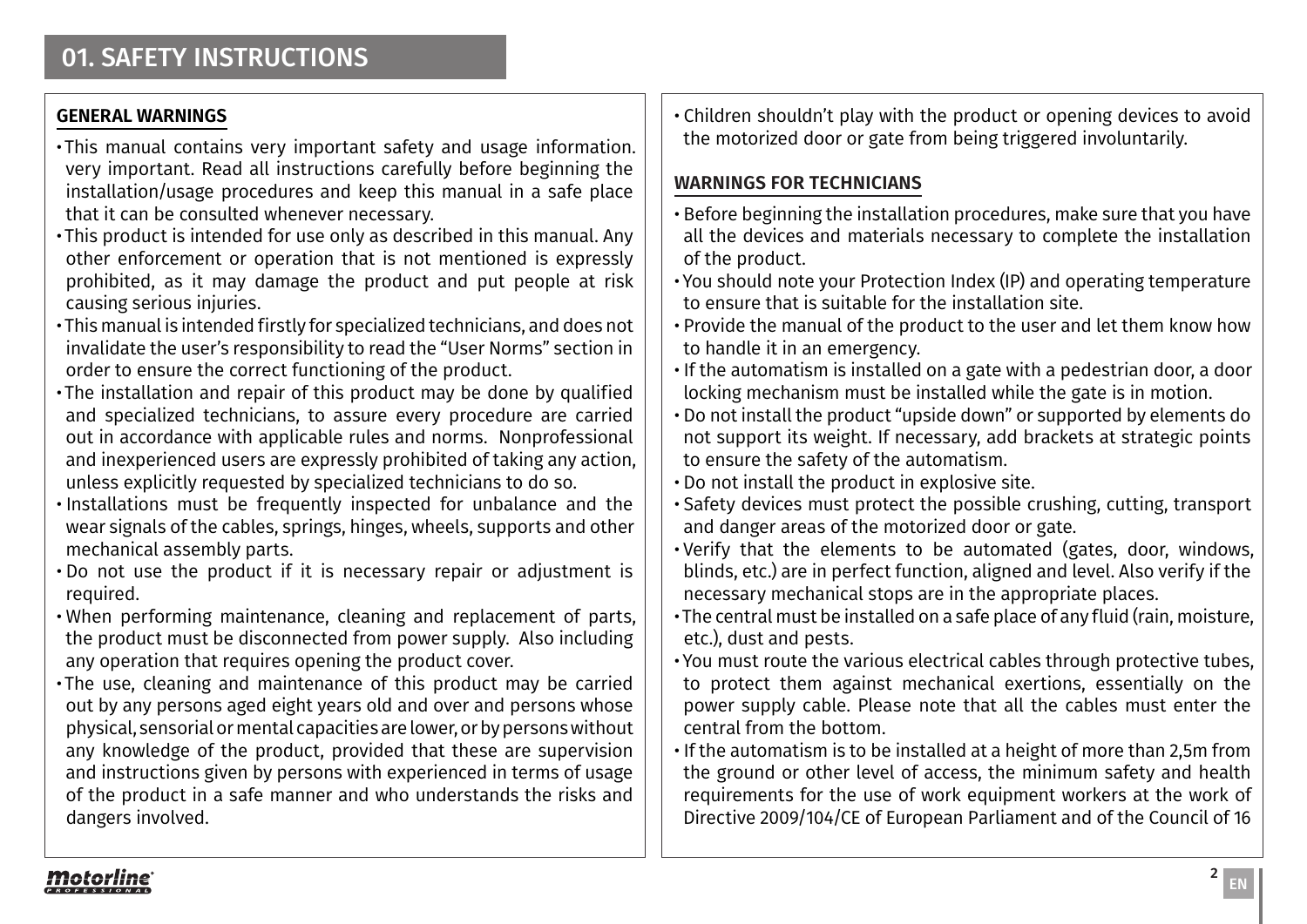# 01. SAFETY INSTRUCTIONS

## GENERAL WARNINGS

- This manual contains very important safety and usage information. very important. Read all instructions carefully before beginning the installation/usage procedures and keep this manual in a safe place that it can be consulted whenever necessary.
- This product is intended for use only as described in this manual. Any other enforcement or operation that is not mentioned is expressly prohibited, as it may damage the product and put people at risk causing serious injuries.
- This manual is intended firstly for specialized technicians, and does not invalidate the user's responsibility to read the "User Norms" section in order to ensure the correct functioning of the product.
- The installation and repair of this product may be done by qualified and specialized technicians, to assure every procedure are carried out in accordance with applicable rules and norms. Nonprofessional and inexperienced users are expressly prohibited of taking any action, unless explicitly requested by specialized technicians to do so.
- Installations must be frequently inspected for unbalance and the wear signals of the cables, springs, hinges, wheels, supports and other mechanical assembly parts.
- Do not use the product if it is necessary repair or adjustment is required.
- When performing maintenance, cleaning and replacement of parts, the product must be disconnected from power supply. Also including any operation that requires opening the product cover.
- The use, cleaning and maintenance of this product may be carried out by any persons aged eight years old and over and persons whose physical, sensorial or mental capacities are lower, or by persons without any knowledge of the product, provided that these are supervision and instructions given by persons with experienced in terms of usage of the product in a safe manner and who understands the risks and dangers involved.
- Children shouldn't play with the product or opening devices to avoid the motorized door or gate from being triggered involuntarily.

## WARNINGS FOR TECHNICIANS

- Before beginning the installation procedures, make sure that you have all the devices and materials necessary to complete the installation of the product.
- You should note your Protection Index (IP) and operating temperature to ensure that is suitable for the installation site.
- Provide the manual of the product to the user and let them know how to handle it in an emergency.
- If the automatism is installed on a gate with a pedestrian door, a door locking mechanism must be installed while the gate is in motion.
- Do not install the product "upside down" or supported by elements do not support its weight. If necessary, add brackets at strategic points to ensure the safety of the automatism.
- Do not install the product in explosive site.
- Safety devices must protect the possible crushing, cutting, transport and danger areas of the motorized door or gate.
- Verify that the elements to be automated (gates, door, windows, blinds, etc.) are in perfect function, aligned and level. Also verify if the necessary mechanical stops are in the appropriate places.
- The central must be installed on a safe place of any fluid (rain, moisture, etc.), dust and pests.
- You must route the various electrical cables through protective tubes, to protect them against mechanical exertions, essentially on the power supply cable. Please note that all the cables must enter the central from the bottom.
- If the automatism is to be installed at a height of more than 2,5m from the ground or other level of access, the minimum safety and health requirements for the use of work equipment workers at the work of Directive 2009/104/CE of European Parliament and of the Council of 16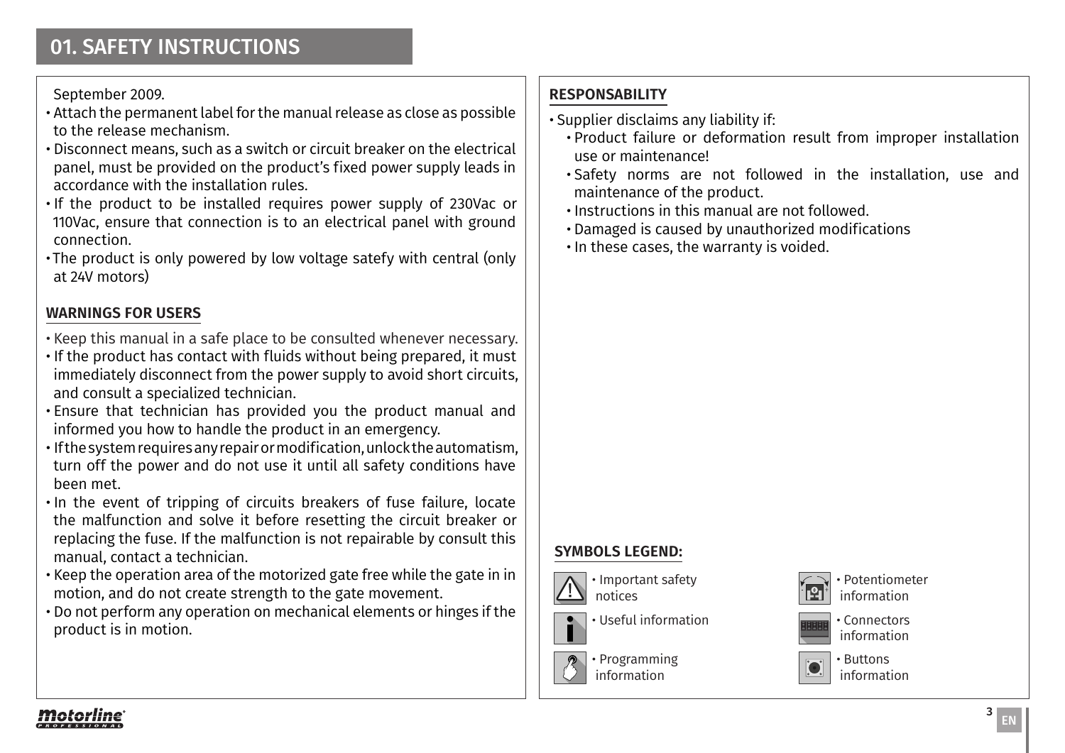## 01. SAFETY INSTRUCTIONS

September 2009.

- Attach the permanent label for the manual release as close as possible to the release mechanism.
- Disconnect means, such as a switch or circuit breaker on the electrical panel, must be provided on the product's fixed power supply leads in accordance with the installation rules.
- If the product to be installed requires power supply of 230Vac or 110Vac, ensure that connection is to an electrical panel with ground connection.
- The product is only powered by low voltage satefy with central (only at 24V motors)

### WARNINGS FOR USERS

- Keep this manual in a safe place to be consulted whenever necessary.
- If the product has contact with fluids without being prepared, it must immediately disconnect from the power supply to avoid short circuits, and consult a specialized technician.
- Ensure that technician has provided you the product manual and informed you how to handle the product in an emergency.
- If the system requires any repair or modification, unlock the automatism, turn off the power and do not use it until all safety conditions have been met.
- In the event of tripping of circuits breakers of fuse failure, locate the malfunction and solve it before resetting the circuit breaker or replacing the fuse. If the malfunction is not repairable by consult this manual, contact a technician.
- Keep the operation area of the motorized gate free while the gate in in motion, and do not create strength to the gate movement.
- Do not perform any operation on mechanical elements or hinges if the product is in motion.

### RESPONSABILITY

- Supplier disclaims any liability if:
  - Product failure or deformation result from improper installation use or maintenance!
  - Safety norms are not followed in the installation, use and maintenance of the product.
  - Instructions in this manual are not followed.
  - Damaged is caused by unauthorized modifications
  - In these cases, the warranty is voided.

### SYMBOLS LEGEND:

- Important safety notices
- Useful information
- Programming information
- Potentiometer information
- Connectors information
- Buttons information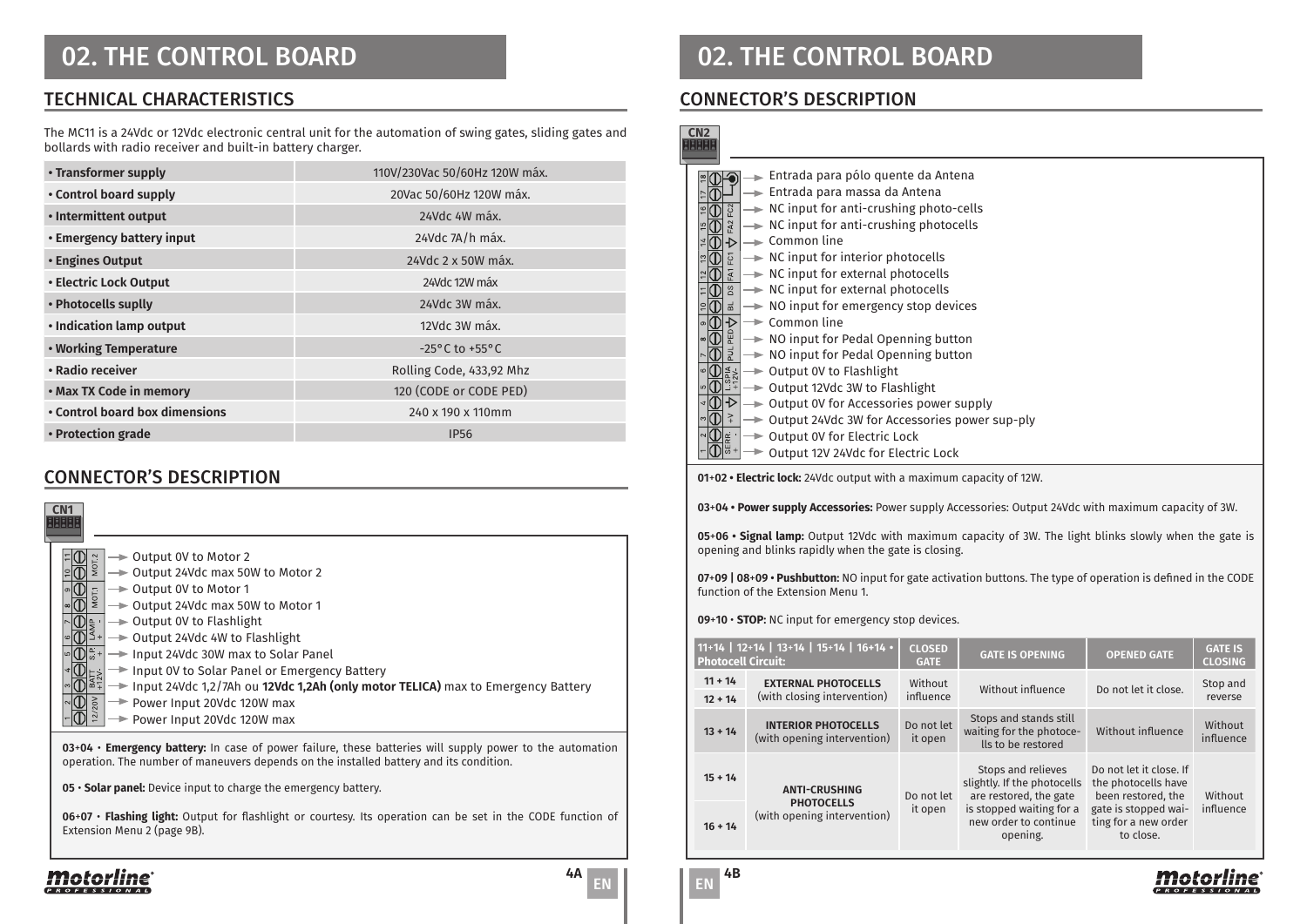# 02. THE CONTROL BOARD

## TECHNICAL CHARACTERISTICS

The MC11 is a 24Vdc or 12Vdc electronic central unit for the automation of swing gates, sliding gates and bollards with radio receiver and built-in battery charger.

| | |
|---|---|
| **• Transformer supply** | 110V/230Vac 50/60Hz 120W máx. |
| **• Control board supply** | 20Vac 50/60Hz 120W máx. |
| **• Intermittent output** | 24Vdc 4W máx. |
| **• Emergency battery input** | 24Vdc 7A/h máx. |
| **• Engines Output** | 24Vdc 2 x 50W máx. |
| **• Electric Lock Output** | 24Vdc 12W máx |
| **• Photocells suplly** | 24Vdc 3W máx. |
| **• Indication lamp output** | 12Vdc 3W máx. |
| **• Working Temperature** | -25°C to +55°C |
| **• Radio receiver** | Rolling Code, 433,92 Mhz |
| **• Max TX Code in memory** | 120 (CODE or CODE PED) |
| **• Control board box dimensions** | 240 x 190 x 110mm |
| **• Protection grade** | IP56 |

## CONNECTOR'S DESCRIPTION

**CN1**

- 11 (MOT.2) → Output 0V to Motor 2
- 10 (MOT.2) → Output 24Vdc max 50W to Motor 2
- 9 (MOT.1) → Output 0V to Motor 1
- 8 (MOT.1) → Output 24Vdc max 50W to Motor 1
- 7 (LAMP -) → Output 0V to Flashlight
- 6 (LAMP +) → Output 24Vdc 4W to Flashlight
- 5 (S.P. +) → Input 24Vdc 30W max to Solar Panel
- 4 (BATT -) → Input 0V to Solar Panel or Emergency Battery
- 3 (BATT +12V) → Input 24Vdc 1,2/7Ah ou **12Vdc 1,2Ah (only motor TELICA)** max to Emergency Battery
- 2 (12/20V) → Power Input 20Vdc 120W max
- 1 (12/20V) → Power Input 20Vdc 120W max

**03+04 • Emergency battery:** In case of power failure, these batteries will supply power to the automation operation. The number of maneuvers depends on the installed battery and its condition.

**05 • Solar panel:** Device input to charge the emergency battery.

**06+07 • Flashing light:** Output for flashlight or courtesy. Its operation can be set in the CODE function of Extension Menu 2 (page 9B).

# 02. THE CONTROL BOARD

## CONNECTOR'S DESCRIPTION

**CN2**

- 18 → Entrada para pólo quente da Antena
- 17 → Entrada para massa da Antena
- 16 (FC2) → NC input for anti-crushing photo-cells
- 15 (FA2) → NC input for anti-crushing photocells
- 14 → Common line
- 13 (FC1) → NC input for interior photocells
- 12 (FA1) → NC input for external photocells
- 11 (DS) → NC input for external photocells
- 10 (BL) → NO input for emergency stop devices
- 9 → Common line
- 8 (PED) → NO input for Pedal Openning button
- 7 (PUL) → NO input for Pedal Openning button
- 6 (L.SPIA -) → Output 0V to Flashlight
- 5 (+12V) → Output 12Vdc 3W to Flashlight
- 4 → Output 0V for Accessories power supply
- 3 (+V) → Output 24Vdc 3W for Accessories power sup-ply
- 2 (SERR. -) → Output 0V for Electric Lock
- 1 (SERR. +) → Output 12V 24Vdc for Electric Lock

**01+02 • Electric lock:** 24Vdc output with a maximum capacity of 12W.

**03+04 • Power supply Accessories:** Power supply Accessories: Output 24Vdc with maximum capacity of 3W.

**05+06 • Signal lamp:** Output 12Vdc with maximum capacity of 3W. The light blinks slowly when the gate is opening and blinks rapidly when the gate is closing.

**07+09 | 08+09 • Pushbutton:** NO input for gate activation buttons. The type of operation is defined in the CODE function of the Extension Menu 1.

**09+10 • STOP:** NC input for emergency stop devices.

| 11+14 \| 12+14 \| 13+14 \| 15+14 \| 16+14 • Photocell Circuit: | | CLOSED GATE | GATE IS OPENING | OPENED GATE | GATE IS CLOSING |
|---|---|---|---|---|---|
| 11 + 14<br>12 + 14 | **EXTERNAL PHOTOCELLS** (with closing intervention) | Without influence | Without influence | Do not let it close. | Stop and reverse |
| 13 + 14 | **INTERIOR PHOTOCELLS** (with opening intervention) | Do not let it open | Stops and stands still waiting for the photoce-lls to be restored | Without influence | Without influence |
| 15 + 14<br>16 + 14 | **ANTI-CRUSHING PHOTOCELLS** (with opening intervention) | Do not let it open | Stops and relieves slightly. If the photocells are restored, the gate is stopped waiting for a new order to continue opening. | Do not let it close. If the photocells have been restored, the gate is stopped wai-ting for a new order to close. | Without influence |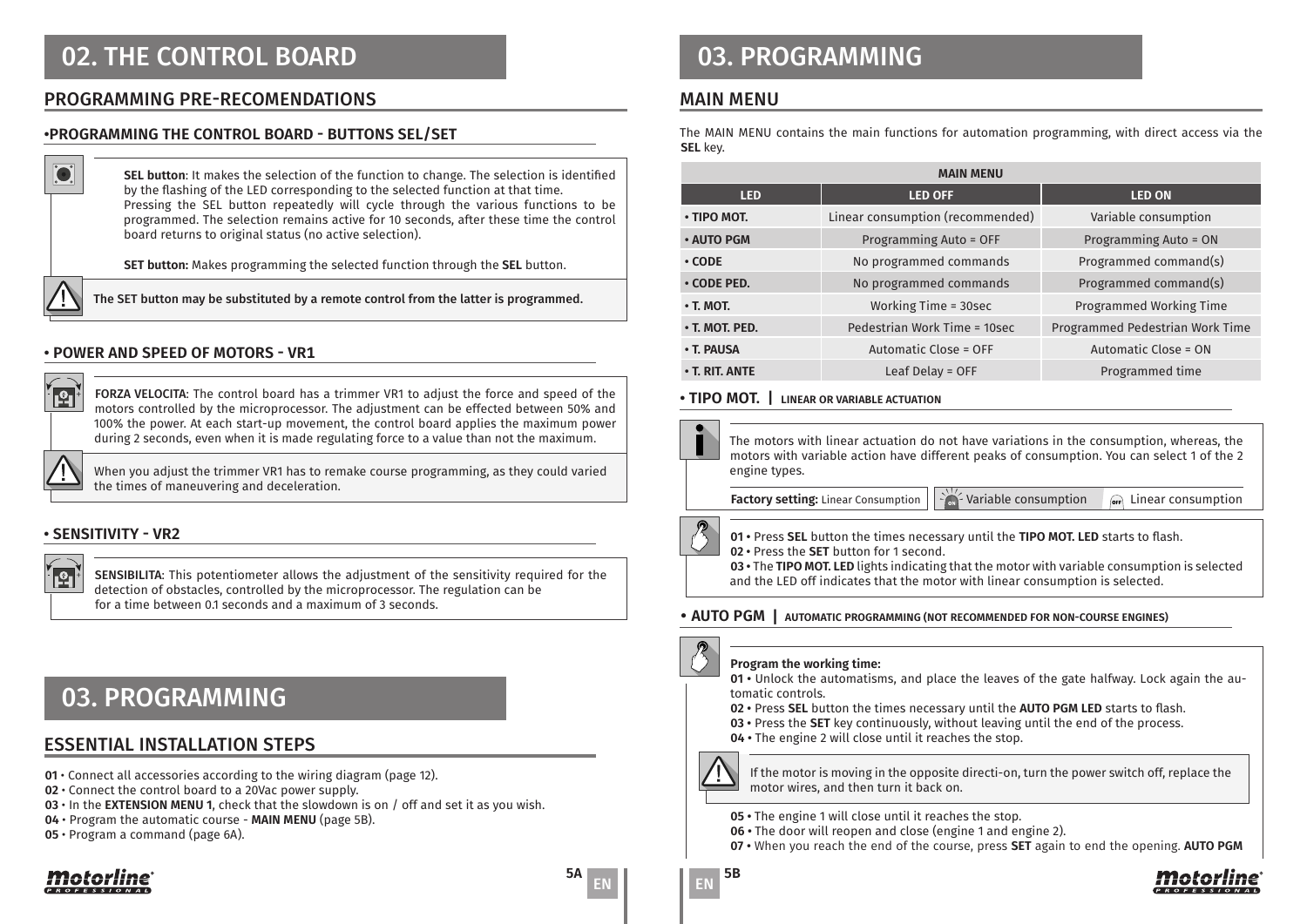# 02. THE CONTROL BOARD

## PROGRAMMING PRE-RECOMENDATIONS

### •PROGRAMMING THE CONTROL BOARD - BUTTONS SEL/SET

**SEL button**: It makes the selection of the function to change. The selection is identified by the flashing of the LED corresponding to the selected function at that time. Pressing the SEL button repeatedly will cycle through the various functions to be programmed. The selection remains active for 10 seconds, after these time the control board returns to original status (no active selection).

**SET button:** Makes programming the selected function through the **SEL** button.

**The SET button may be substituted by a remote control from the latter is programmed.**

### • POWER AND SPEED OF MOTORS - VR1

FORZA VELOCITA: The control board has a trimmer VR1 to adjust the force and speed of the motors controlled by the microprocessor. The adjustment can be effected between 50% and 100% the power. At each start-up movement, the control board applies the maximum power during 2 seconds, even when it is made regulating force to a value than not the maximum.

When you adjust the trimmer VR1 has to remake course programming, as they could varied the times of maneuvering and deceleration.

### • SENSITIVITY - VR2

SENSIBILITA: This potentiometer allows the adjustment of the sensitivity required for the detection of obstacles, controlled by the microprocessor. The regulation can be for a time between 0.1 seconds and a maximum of 3 seconds.

# 03. PROGRAMMING

## ESSENTIAL INSTALLATION STEPS

**01** • Connect all accessories according to the wiring diagram (page 12).
**02** • Connect the control board to a 20Vac power supply.
**03** • In the **EXTENSION MENU 1**, check that the slowdown is on / off and set it as you wish.
**04** • Program the automatic course - **MAIN MENU** (page 5B).
**05** • Program a command (page 6A).

# 03. PROGRAMMING

## MAIN MENU

The MAIN MENU contains the main functions for automation programming, with direct access via the **SEL** key.

| MAIN MENU | | |
|---|---|---|
| **LED** | **LED OFF** | **LED ON** |
| • TIPO MOT. | Linear consumption (recommended) | Variable consumption |
| • AUTO PGM | Programming Auto = OFF | Programming Auto = ON |
| • CODE | No programmed commands | Programmed command(s) |
| • CODE PED. | No programmed commands | Programmed command(s) |
| • T. MOT. | Working Time = 30sec | Programmed Working Time |
| • T. MOT. PED. | Pedestrian Work Time = 10sec | Programmed Pedestrian Work Time |
| • T. PAUSA | Automatic Close = OFF | Automatic Close = ON |
| • T. RIT. ANTE | Leaf Delay = OFF | Programmed time |

### • TIPO MOT. | LINEAR OR VARIABLE ACTUATION

The motors with linear actuation do not have variations in the consumption, whereas, the motors with variable action have different peaks of consumption. You can select 1 of the 2 engine types.

**Factory setting:** Linear Consumption | ON Variable consumption | OFF Linear consumption

**01** • Press **SEL** button the times necessary until the **TIPO MOT. LED** starts to flash.
**02** • Press the **SET** button for 1 second.
**03** • The **TIPO MOT. LED** lights indicating that the motor with variable consumption is selected and the LED off indicates that the motor with linear consumption is selected.

### • AUTO PGM | AUTOMATIC PROGRAMMING (NOT RECOMMENDED FOR NON-COURSE ENGINES)

**Program the working time:**
**01** • Unlock the automatisms, and place the leaves of the gate halfway. Lock again the automatic controls.
**02** • Press **SEL** button the times necessary until the **AUTO PGM LED** starts to flash.
**03** • Press the **SET** key continuously, without leaving until the end of the process.
**04** • The engine 2 will close until it reaches the stop.

If the motor is moving in the opposite directi-on, turn the power switch off, replace the motor wires, and then turn it back on.

**05** • The engine 1 will close until it reaches the stop.
**06** • The door will reopen and close (engine 1 and engine 2).
**07** • When you reach the end of the course, press **SET** again to end the opening. **AUTO PGM**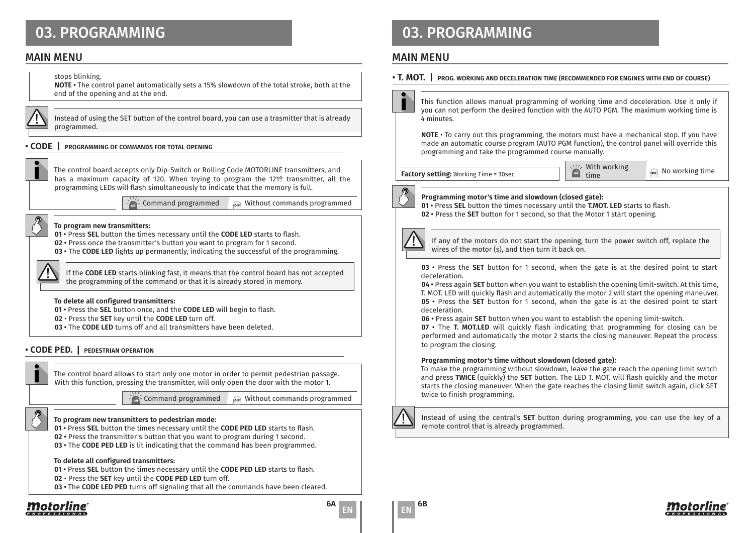# 03. PROGRAMMING

## MAIN MENU

stops blinking.

**NOTE** • The control panel automatically sets a 15% slowdown of the total stroke, both at the end of the opening and at the end.

Instead of using the SET button of the control board, you can use a trasmitter that is already programmed.

### • CODE | PROGRAMMING OF COMMANDS FOR TOTAL OPENING

The control board accepts only Dip-Switch or Rolling Code MOTORLINE transmitters, and has a maximum capacity of 120. When trying to program the 121º transmitter, all the programming LEDs will flash simultaneously to indicate that the memory is full.

ON: Command programmed | OFF: Without commands programmed

**To program new transmitters:**

**01** • Press **SEL** button the times necessary until the **CODE LED** starts to flash.
**02** • Press once the transmitter's button you want to program for 1 second.
**03** • The **CODE LED** lights up permanently, indicating the successful of the programming.

If the **CODE LED** starts blinking fast, it means that the control board has not accepted the programming of the command or that it is already stored in memory.

**To delete all configured transmitters:**

**01** • Press the **SEL** button once, and the **CODE LED** will begin to flash.
**02** • Press the **SET** key until the **CODE LED** turn off.
**03** • The **CODE LED** turns off and all transmitters have been deleted.

### • CODE PED. | PEDESTRIAN OPERATION

The control board allows to start only one motor in order to permit pedestrian passage. With this function, pressing the transmitter, will only open the door with the motor 1.

ON: Command programmed | OFF: Without commands programmed

**To program new transmitters to pedestrian mode:**

**01** • Press **SEL** button the times necessary until the **CODE PED LED** starts to flash.
**02** • Press the transmitter's button that you want to program during 1 second.
**03** • The **CODE PED LED** is lit indicating that the command has been programmed.

**To delete all configured transmitters:**

**01** • Press **SEL** button the times necessary until the **CODE PED LED** starts to flash.
**02** • Press the **SET** key until the **CODE PED LED** turn off.
**03** • The **CODE LED PED** turns off signaling that all the commands have been cleared.

# 03. PROGRAMMING

## MAIN MENU

### • T. MOT. | PROG. WORKING AND DECELERATION TIME (RECOMMENDED FOR ENGINES WITH END OF COURSE)

This function allows manual programming of working time and deceleration. Use it only if you can not perform the desired function with the AUTO PGM. The maximum working time is 4 minutes.

**NOTE** • To carry out this programming, the motors must have a mechanical stop. If you have made an automatic course program (AUTO PGM function), the control panel will override this programming and take the programmed course manually.

**Factory setting:** Working Time = 30sec | ON: With working time | OFF: No working time

**Programming motor's time and slowdown (closed gate):**

**01** • Press **SEL** button the times necessary until the **T.MOT. LED** starts to flash.
**02** • Press the **SET** button for 1 second, so that the Motor 1 start opening.

If any of the motors do not start the opening, turn the power switch off, replace the wires of the motor (s), and then turn it back on.

**03** • Press the **SET** button for 1 second, when the gate is at the desired point to start deceleration.
**04** • Press again **SET** button when you want to establish the opening limit-switch. At this time, T. MOT. LED will quickly flash and automatically the motor 2 will start the opening maneuver.
**05** • Press the **SET** button for 1 second, when the gate is at the desired point to start deceleration.
**06** • Press again **SET** button when you want to establish the opening limit-switch.
**07** • The **T. MOT.LED** will quickly flash indicating that programming for closing can be performed and automatically the motor 2 starts the closing maneuver. Repeat the process to program the closing.

**Programming motor's time without slowdown (closed gate):**

To make the programming without slowdown, leave the gate reach the opening limit switch and press **TWICE** (quickly) the **SET** button. The LED T. MOT. will flash quickly and the motor starts the closing maneuver. When the gate reaches the closing limit switch again, click SET twice to finish programming.

Instead of using the central's **SET** button during programming, you can use the key of a remote control that is already programmed.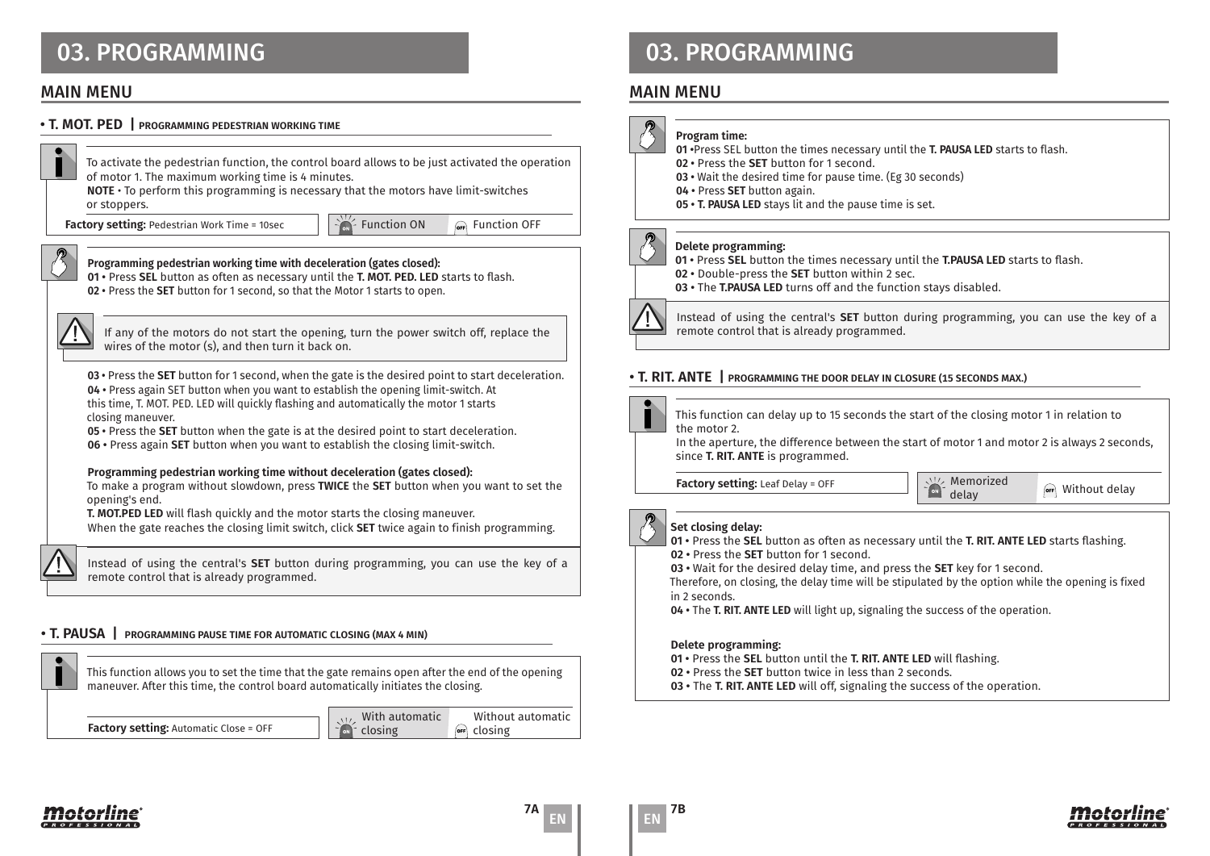# 03. PROGRAMMING

## MAIN MENU

### • T. MOT. PED | PROGRAMMING PEDESTRIAN WORKING TIME

To activate the pedestrian function, the control board allows to be just activated the operation of motor 1. The maximum working time is 4 minutes.
**NOTE** • To perform this programming is necessary that the motors have limit-switches or stoppers.

| **Factory setting:** Pedestrian Work Time = 10sec | Function ON | Function OFF |
|---|---|---|

**Programming pedestrian working time with deceleration (gates closed):**
**01** • Press **SEL** button as often as necessary until the **T. MOT. PED. LED** starts to flash.
**02** • Press the **SET** button for 1 second, so that the Motor 1 starts to open.

If any of the motors do not start the opening, turn the power switch off, replace the wires of the motor (s), and then turn it back on.

**03** • Press the **SET** button for 1 second, when the gate is the desired point to start deceleration.
**04** • Press again SET button when you want to establish the opening limit-switch. At this time, T. MOT. PED. LED will quickly flashing and automatically the motor 1 starts closing maneuver.
**05** • Press the **SET** button when the gate is at the desired point to start deceleration.
**06** • Press again **SET** button when you want to establish the closing limit-switch.

**Programming pedestrian working time without deceleration (gates closed):**
To make a program without slowdown, press **TWICE** the **SET** button when you want to set the opening's end.
**T. MOT.PED LED** will flash quickly and the motor starts the closing maneuver.
When the gate reaches the closing limit switch, click **SET** twice again to finish programming.

Instead of using the central's **SET** button during programming, you can use the key of a remote control that is already programmed.

### • T. PAUSA | PROGRAMMING PAUSE TIME FOR AUTOMATIC CLOSING (MAX 4 MIN)

This function allows you to set the time that the gate remains open after the end of the opening maneuver. After this time, the control board automatically initiates the closing.

| **Factory setting:** Automatic Close = OFF | With automatic closing | Without automatic closing |
|---|---|---|

**Program time:**
**01** •Press SEL button the times necessary until the **T. PAUSA LED** starts to flash.
**02** • Press the **SET** button for 1 second.
**03** • Wait the desired time for pause time. (Eg 30 seconds)
**04** • Press **SET** button again.
**05** • **T. PAUSA LED** stays lit and the pause time is set.

**Delete programming:**
**01** • Press **SEL** button the times necessary until the **T.PAUSA LED** starts to flash.
**02** • Double-press the **SET** button within 2 sec.
**03** • The **T.PAUSA LED** turns off and the function stays disabled.

Instead of using the central's **SET** button during programming, you can use the key of a remote control that is already programmed.

### • T. RIT. ANTE | PROGRAMMING THE DOOR DELAY IN CLOSURE (15 SECONDS MAX.)

This function can delay up to 15 seconds the start of the closing motor 1 in relation to the motor 2.
In the aperture, the difference between the start of motor 1 and motor 2 is always 2 seconds, since **T. RIT. ANTE** is programmed.

| **Factory setting:** Leaf Delay = OFF | Memorized delay | Without delay |
|---|---|---|

**Set closing delay:**
**01** • Press the **SEL** button as often as necessary until the **T. RIT. ANTE LED** starts flashing.
**02** • Press the **SET** button for 1 second.
**03** • Wait for the desired delay time, and press the **SET** key for 1 second.
Therefore, on closing, the delay time will be stipulated by the option while the opening is fixed in 2 seconds.
**04** • The **T. RIT. ANTE LED** will light up, signaling the success of the operation.

**Delete programming:**
**01** • Press the **SEL** button until the **T. RIT. ANTE LED** will flashing.
**02** • Press the **SET** button twice in less than 2 seconds.
**03** • The **T. RIT. ANTE LED** will off, signaling the success of the operation.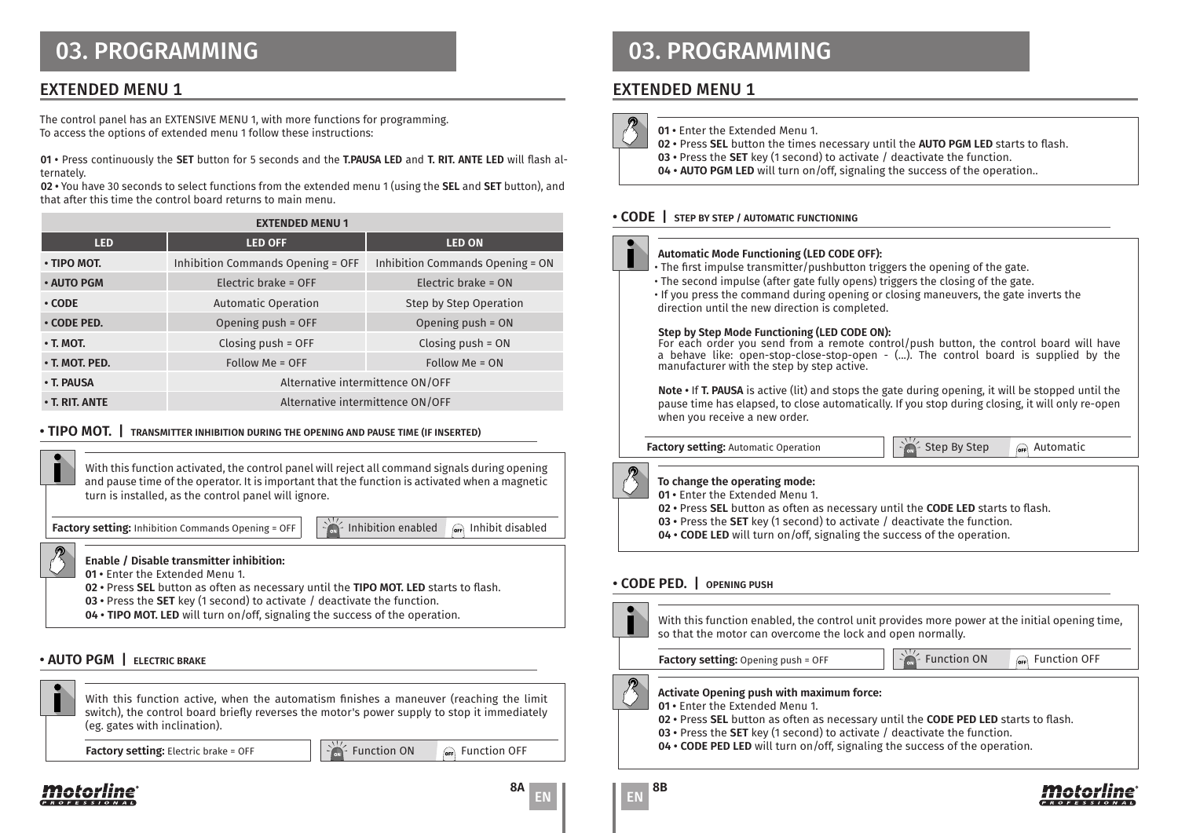# 03. PROGRAMMING

## EXTENDED MENU 1

The control panel has an EXTENSIVE MENU 1, with more functions for programming.
To access the options of extended menu 1 follow these instructions:

**01** • Press continuously the **SET** button for 5 seconds and the **T.PAUSA LED** and **T. RIT. ANTE LED** will flash alternately.
**02** • You have 30 seconds to select functions from the extended menu 1 (using the **SEL** and **SET** button), and that after this time the control board returns to main menu.

| EXTENDED MENU 1 | | |
|---|---|---|
| **LED** | **LED OFF** | **LED ON** |
| • TIPO MOT. | Inhibition Commands Opening = OFF | Inhibition Commands Opening = ON |
| • AUTO PGM | Electric brake = OFF | Electric brake = ON |
| • CODE | Automatic Operation | Step by Step Operation |
| • CODE PED. | Opening push = OFF | Opening push = ON |
| • T. MOT. | Closing push = OFF | Closing push = ON |
| • T. MOT. PED. | Follow Me = OFF | Follow Me = ON |
| • T. PAUSA | Alternative intermittence ON/OFF | |
| • T. RIT. ANTE | Alternative intermittence ON/OFF | |

### • TIPO MOT. | TRANSMITTER INHIBITION DURING THE OPENING AND PAUSE TIME (IF INSERTED)

With this function activated, the control panel will reject all command signals during opening and pause time of the operator. It is important that the function is activated when a magnetic turn is installed, as the control panel will ignore.

**Factory setting:** Inhibition Commands Opening = OFF | ON Inhibition enabled | OFF Inhibit disabled

**Enable / Disable transmitter inhibition:**
**01** • Enter the Extended Menu 1.
**02** • Press **SEL** button as often as necessary until the **TIPO MOT. LED** starts to flash.
**03** • Press the **SET** key (1 second) to activate / deactivate the function.
**04** • **TIPO MOT. LED** will turn on/off, signaling the success of the operation.

### • AUTO PGM | ELECTRIC BRAKE

With this function active, when the automatism finishes a maneuver (reaching the limit switch), the control board briefly reverses the motor's power supply to stop it immediately (eg. gates with inclination).

**Factory setting:** Electric brake = OFF | ON Function ON | OFF Function OFF

**01** • Enter the Extended Menu 1.
**02** • Press **SEL** button the times necessary until the **AUTO PGM LED** starts to flash.
**03** • Press the **SET** key (1 second) to activate / deactivate the function.
**04** • **AUTO PGM LED** will turn on/off, signaling the success of the operation..

### • CODE | STEP BY STEP / AUTOMATIC FUNCTIONING

**Automatic Mode Functioning (LED CODE OFF):**
- The first impulse transmitter/pushbutton triggers the opening of the gate.
- The second impulse (after gate fully opens) triggers the closing of the gate.
- If you press the command during opening or closing maneuvers, the gate inverts the direction until the new direction is completed.

**Step by Step Mode Functioning (LED CODE ON):**
For each order you send from a remote control/push button, the control board will have a behave like: open-stop-close-stop-open - (...). The control board is supplied by the manufacturer with the step by step active.

**Note** • If **T. PAUSA** is active (lit) and stops the gate during opening, it will be stopped until the pause time has elapsed, to close automatically. If you stop during closing, it will only re-open when you receive a new order.

**Factory setting:** Automatic Operation | ON Step By Step | OFF Automatic

**To change the operating mode:**
**01** • Enter the Extended Menu 1.
**02** • Press **SEL** button as often as necessary until the **CODE LED** starts to flash.
**03** • Press the **SET** key (1 second) to activate / deactivate the function.
**04** • **CODE LED** will turn on/off, signaling the success of the operation.

### • CODE PED. | OPENING PUSH

With this function enabled, the control unit provides more power at the initial opening time, so that the motor can overcome the lock and open normally.

**Factory setting:** Opening push = OFF | ON Function ON | OFF Function OFF

**Activate Opening push with maximum force:**
**01** • Enter the Extended Menu 1.
**02** • Press **SEL** button as often as necessary until the **CODE PED LED** starts to flash.
**03** • Press the **SET** key (1 second) to activate / deactivate the function.
**04** • **CODE PED LED** will turn on/off, signaling the success of the operation.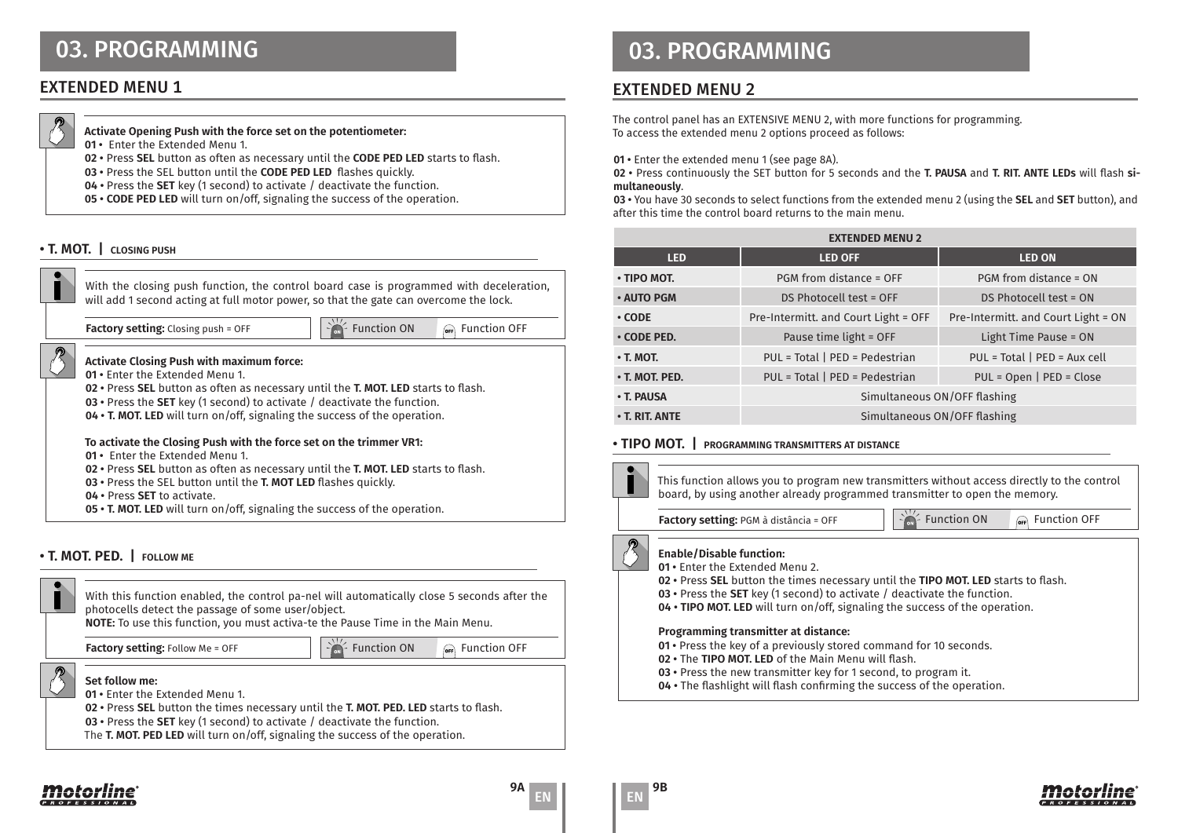## 03. PROGRAMMING

### EXTENDED MENU 1

**Activate Opening Push with the force set on the potentiometer:**

01 • Enter the Extended Menu 1.
02 • Press **SEL** button as often as necessary until the **CODE PED LED** starts to flash.
03 • Press the SEL button until the **CODE PED LED** flashes quickly.
04 • Press the **SET** key (1 second) to activate / deactivate the function.
05 • **CODE PED LED** will turn on/off, signaling the success of the operation.

#### • T. MOT. | CLOSING PUSH

With the closing push function, the control board case is programmed with deceleration, will add 1 second acting at full motor power, so that the gate can overcome the lock.

**Factory setting:** Closing push = OFF — Function ON / Function OFF

**Activate Closing Push with maximum force:**

01 • Enter the Extended Menu 1.
02 • Press **SEL** button as often as necessary until the **T. MOT. LED** starts to flash.
03 • Press the **SET** key (1 second) to activate / deactivate the function.
04 • **T. MOT. LED** will turn on/off, signaling the success of the operation.

**To activate the Closing Push with the force set on the trimmer VR1:**

01 • Enter the Extended Menu 1.
02 • Press **SEL** button as often as necessary until the **T. MOT. LED** starts to flash.
03 • Press the SEL button until the **T. MOT LED** flashes quickly.
04 • Press **SET** to activate.
05 • **T. MOT. LED** will turn on/off, signaling the success of the operation.

#### • T. MOT. PED. | FOLLOW ME

With this function enabled, the control pa-nel will automatically close 5 seconds after the photocells detect the passage of some user/object.
**NOTE:** To use this function, you must activa-te the Pause Time in the Main Menu.

**Factory setting:** Follow Me = OFF — Function ON / Function OFF

**Set follow me:**

01 • Enter the Extended Menu 1.
02 • Press **SEL** button the times necessary until the **T. MOT. PED. LED** starts to flash.
03 • Press the **SET** key (1 second) to activate / deactivate the function.
The **T. MOT. PED LED** will turn on/off, signaling the success of the operation.

## 03. PROGRAMMING

### EXTENDED MENU 2

The control panel has an EXTENSIVE MENU 2, with more functions for programming.
To access the extended menu 2 options proceed as follows:

**01** • Enter the extended menu 1 (see page 8A).
**02** • Press continuously the SET button for 5 seconds and the **T. PAUSA** and **T. RIT. ANTE LEDs** will flash **simultaneously**.
**03** • You have 30 seconds to select functions from the extended menu 2 (using the **SEL** and **SET** button), and after this time the control board returns to the main menu.

| EXTENDED MENU 2 | | |
|---|---|---|
| **LED** | **LED OFF** | **LED ON** |
| • TIPO MOT. | PGM from distance = OFF | PGM from distance = ON |
| • AUTO PGM | DS Photocell test = OFF | DS Photocell test = ON |
| • CODE | Pre-Intermitt. and Court Light = OFF | Pre-Intermitt. and Court Light = ON |
| • CODE PED. | Pause time light = OFF | Light Time Pause = ON |
| • T. MOT. | PUL = Total \| PED = Pedestrian | PUL = Total \| PED = Aux cell |
| • T. MOT. PED. | PUL = Total \| PED = Pedestrian | PUL = Open \| PED = Close |
| • T. PAUSA | Simultaneous ON/OFF flashing | |
| • T. RIT. ANTE | Simultaneous ON/OFF flashing | |

#### • TIPO MOT. | PROGRAMMING TRANSMITTERS AT DISTANCE

This function allows you to program new transmitters without access directly to the control board, by using another already programmed transmitter to open the memory.

**Factory setting:** PGM à distância = OFF — Function ON / Function OFF

**Enable/Disable function:**

01 • Enter the Extended Menu 2.
02 • Press **SEL** button the times necessary until the **TIPO MOT. LED** starts to flash.
03 • Press the **SET** key (1 second) to activate / deactivate the function.
04 • **TIPO MOT. LED** will turn on/off, signaling the success of the operation.

**Programming transmitter at distance:**

01 • Press the key of a previously stored command for 10 seconds.
02 • The **TIPO MOT. LED** of the Main Menu will flash.
03 • Press the new transmitter key for 1 second, to program it.
04 • The flashlight will flash confirming the success of the operation.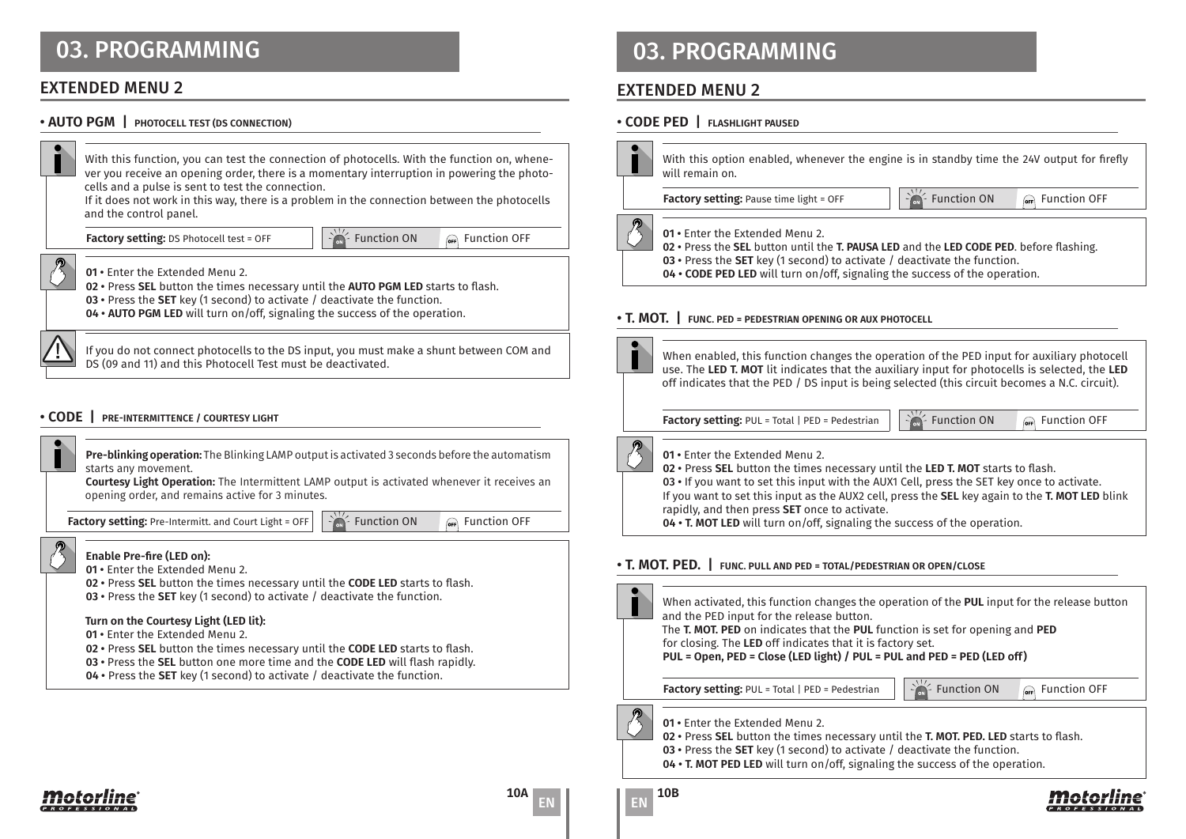# 03. PROGRAMMING

## EXTENDED MENU 2

### • AUTO PGM | PHOTOCELL TEST (DS CONNECTION)

With this function, you can test the connection of photocells. With the function on, whenever you receive an opening order, there is a momentary interruption in powering the photocells and a pulse is sent to test the connection.
If it does not work in this way, there is a problem in the connection between the photocells and the control panel.

**Factory setting:** DS Photocell test = OFF | Function ON | Function OFF

**01** • Enter the Extended Menu 2.
**02** • Press **SEL** button the times necessary until the **AUTO PGM LED** starts to flash.
**03** • Press the **SET** key (1 second) to activate / deactivate the function.
**04** • **AUTO PGM LED** will turn on/off, signaling the success of the operation.

If you do not connect photocells to the DS input, you must make a shunt between COM and DS (09 and 11) and this Photocell Test must be deactivated.

### • CODE | PRE-INTERMITTENCE / COURTESY LIGHT

**Pre-blinking operation:** The Blinking LAMP output is activated 3 seconds before the automatism starts any movement.
**Courtesy Light Operation:** The Intermittent LAMP output is activated whenever it receives an opening order, and remains active for 3 minutes.

**Factory setting:** Pre-Intermitt. and Court Light = OFF | Function ON | Function OFF

**Enable Pre-fire (LED on):**
**01** • Enter the Extended Menu 2.
**02** • Press **SEL** button the times necessary until the **CODE LED** starts to flash.
**03** • Press the **SET** key (1 second) to activate / deactivate the function.

**Turn on the Courtesy Light (LED lit):**
**01** • Enter the Extended Menu 2.
**02** • Press **SEL** button the times necessary until the **CODE LED** starts to flash.
**03** • Press the **SEL** button one more time and the **CODE LED** will flash rapidly.
**04** • Press the **SET** key (1 second) to activate / deactivate the function.

### • CODE PED | FLASHLIGHT PAUSED

With this option enabled, whenever the engine is in standby time the 24V output for firefly will remain on.

**Factory setting:** Pause time light = OFF | Function ON | Function OFF

**01** • Enter the Extended Menu 2.
**02** • Press the **SEL** button until the **T. PAUSA LED** and the **LED CODE PED**. before flashing.
**03** • Press the **SET** key (1 second) to activate / deactivate the function.
**04** • **CODE PED LED** will turn on/off, signaling the success of the operation.

### • T. MOT. | FUNC. PED = PEDESTRIAN OPENING OR AUX PHOTOCELL

When enabled, this function changes the operation of the PED input for auxiliary photocell use. The **LED T. MOT** lit indicates that the auxiliary input for photocells is selected, the **LED** off indicates that the PED / DS input is being selected (this circuit becomes a N.C. circuit).

**Factory setting:** PUL = Total | PED = Pedestrian | Function ON | Function OFF

**01** • Enter the Extended Menu 2.
**02** • Press **SEL** button the times necessary until the **LED T. MOT** starts to flash.
**03** • If you want to set this input with the AUX1 Cell, press the SET key once to activate.
If you want to set this input as the AUX2 cell, press the **SEL** key again to the **T. MOT LED** blink rapidly, and then press **SET** once to activate.
**04** • **T. MOT LED** will turn on/off, signaling the success of the operation.

### • T. MOT. PED. | FUNC. PULL AND PED = TOTAL/PEDESTRIAN OR OPEN/CLOSE

When activated, this function changes the operation of the **PUL** input for the release button and the PED input for the release button.
The **T. MOT. PED** on indicates that the **PUL** function is set for opening and **PED** for closing. The **LED** off indicates that it is factory set.
**PUL = Open, PED = Close (LED light) / PUL = PUL and PED = PED (LED off)**

**Factory setting:** PUL = Total | PED = Pedestrian | Function ON | Function OFF

**01** • Enter the Extended Menu 2.
**02** • Press **SEL** button the times necessary until the **T. MOT. PED. LED** starts to flash.
**03** • Press the **SET** key (1 second) to activate / deactivate the function.
**04** • **T. MOT PED LED** will turn on/off, signaling the success of the operation.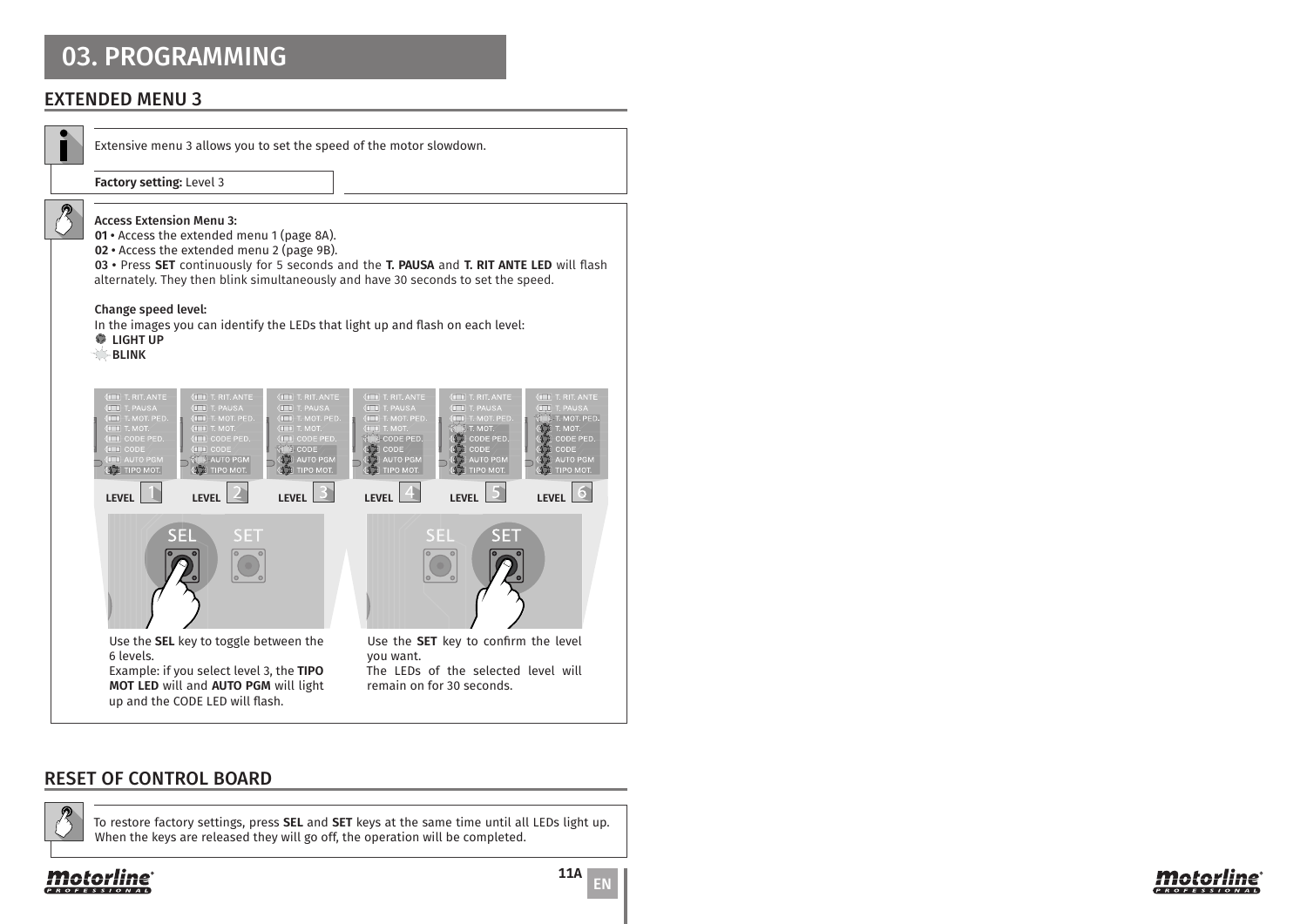# 03. PROGRAMMING

## EXTENDED MENU 3

Extensive menu 3 allows you to set the speed of the motor slowdown.

**Factory setting:** Level 3

**Access Extension Menu 3:**

**01** • Access the extended menu 1 (page 8A).
**02** • Access the extended menu 2 (page 9B).
**03** • Press **SET** continuously for 5 seconds and the **T. PAUSA** and **T. RIT ANTE LED** will flash alternately. They then blink simultaneously and have 30 seconds to set the speed.

**Change speed level:**

In the images you can identify the LEDs that light up and flash on each level:

- **LIGHT UP**
- **BLINK**

| LED | LEVEL 1 | LEVEL 2 | LEVEL 3 | LEVEL 4 | LEVEL 5 | LEVEL 6 |
|---|---|---|---|---|---|---|
| T. RIT. ANTE | | | | | | |
| T. PAUSA | | | | | | |
| T. MOT. PED. | | | | | | BLINK |
| T. MOT. | | | | | BLINK | LIGHT UP |
| CODE PED. | | | | BLINK | LIGHT UP | LIGHT UP |
| CODE | | | BLINK | LIGHT UP | LIGHT UP | LIGHT UP |
| AUTO PGM | | BLINK | LIGHT UP | LIGHT UP | LIGHT UP | LIGHT UP |
| TIPO MOT. | LIGHT UP | LIGHT UP | LIGHT UP | LIGHT UP | LIGHT UP | LIGHT UP |

SEL SET

Use the **SEL** key to toggle between the 6 levels.
Example: if you select level 3, the **TIPO MOT LED** will and **AUTO PGM** will light up and the CODE LED will flash.

SEL SET

Use the **SET** key to confirm the level you want.
The LEDs of the selected level will remain on for 30 seconds.

## RESET OF CONTROL BOARD

To restore factory settings, press **SEL** and **SET** keys at the same time until all LEDs light up. When the keys are released they will go off, the operation will be completed.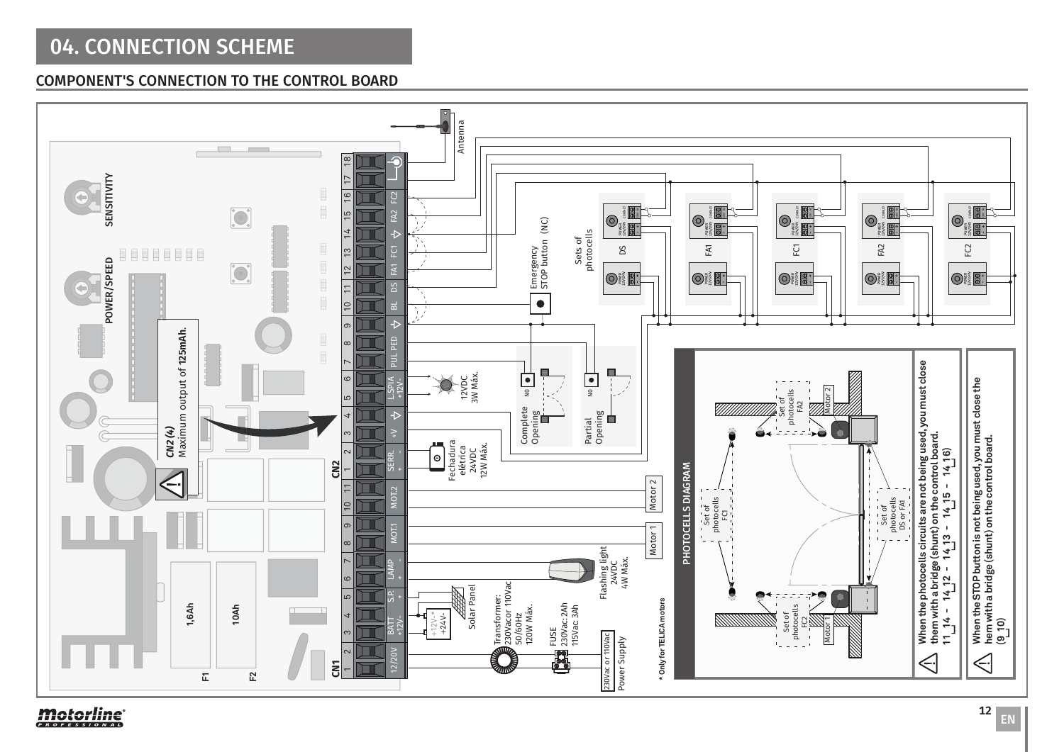# 04. CONNECTION SCHEME

## COMPONENT'S CONNECTION TO THE CONTROL BOARD

SENSITIVITY

POWER/SPEED

**CN2 (4)**
Maximum output of **125mAh**.

1,6Ah

10Ah

F1

F2

CN1: 1 2 — 12/20V; 3 4 — BATT +12V-; 5 — S.P.; 6 7 — LAMP + -; 8 9 — MOT.1; 10 11 — MOT.2

CN2: 1 2 — SERR. + -; 3 — +V; 4 — ⏚; 5 6 — L.SPIA +12V-; 7 — PUL; 8 — PED; 9 — ⏚; 10 — BL; 11 — DS; 12 — FA1; 13 — FC1; 14 — ⏚; 15 — FA2; 16 — FC2; 17 18 — Antenna

Antenna

Emergency STOP button (NC)

Sets of photocells

DS

FA1

FC1

FA2

FC2

12VDC 3W Máx.

Complete Opening

Partial Opening

Fechadura elétrica 24VDC 12W Máx.

Motor 2

Motor 1

Flashing light 24VDC 4W Máx.

Solar Panel

+12V-* +24V-

Transformer: 230Vacor 110Vac 50/60Hz 120W Máx.

FUSE 230Vac: 2Ah 115Vac: 3Ah

230Vac or 110Vac Power Supply

**\* Only for TELICA motors**

**PHOTOCELLS DIAGRAM**

Set of photocells FA2

Motor 2

Set of photocells FC1

Set of photocells DS or FA1

Set of photocells FC2

Motor 1

**When the photocells circuits are not being used, you must close them with a bridge (shunt) on the control board.**
**11_14 - 14_12 - 14_13 - 14_15 - 14_16)**

**When the STOP button is not being used, you must close the hem with a bridge (shunt) on the control board.**
**(9_10)**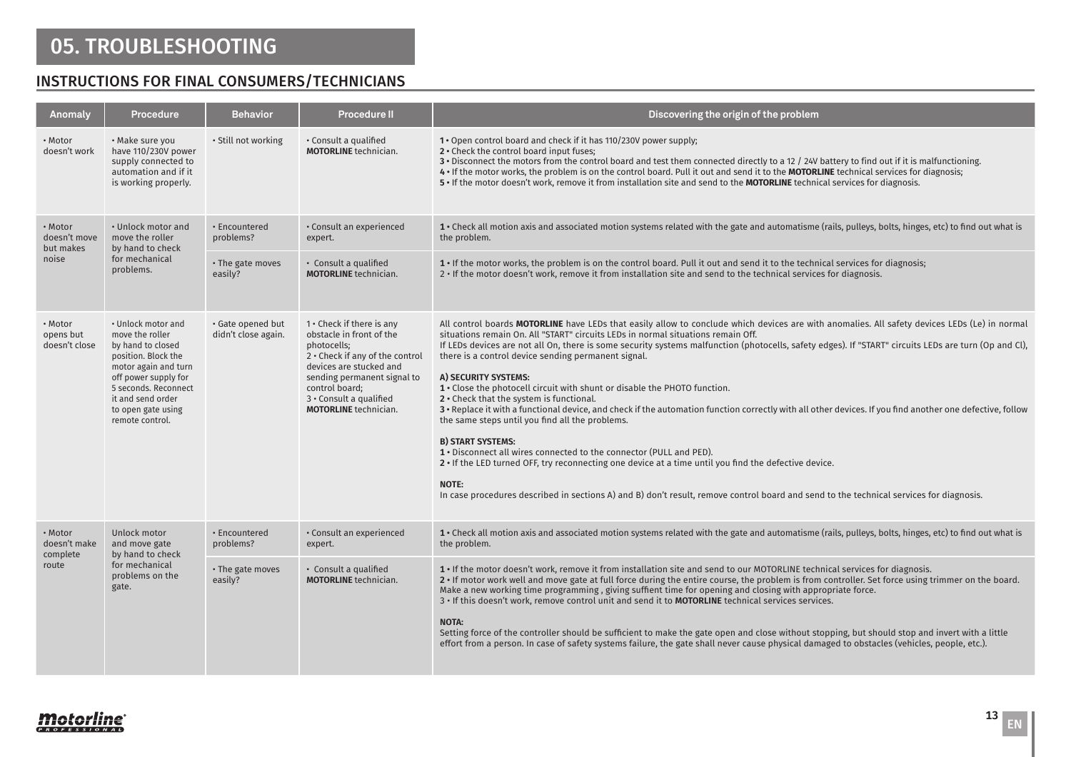# 05. TROUBLESHOOTING

## INSTRUCTIONS FOR FINAL CONSUMERS/TECHNICIANS

| Anomaly | Procedure | Behavior | Procedure II | Discovering the origin of the problem |
|---|---|---|---|---|
| • Motor doesn't work | • Make sure you have 110/230V power supply connected to automation and if it is working properly. | • Still not working | • Consult a qualified **MOTORLINE** technician. | **1** • Open control board and check if it has 110/230V power supply;<br>**2** • Check the control board input fuses;<br>**3** • Disconnect the motors from the control board and test them connected directly to a 12 / 24V battery to find out if it is malfunctioning.<br>**4** • If the motor works, the problem is on the control board. Pull it out and send it to the **MOTORLINE** technical services for diagnosis;<br>**5** • If the motor doesn't work, remove it from installation site and send to the **MOTORLINE** technical services for diagnosis. |
| • Motor doesn't move but makes noise | • Unlock motor and move the roller by hand to check for mechanical problems. | • Encountered problems? | • Consult an experienced expert. | **1** • Check all motion axis and associated motion systems related with the gate and automatisme (rails, pulleys, bolts, hinges, etc) to find out what is the problem. |
| | | • The gate moves easily? | • Consult a qualified **MOTORLINE** technician. | **1** • If the motor works, the problem is on the control board. Pull it out and send it to the technical services for diagnosis;<br>2 • If the motor doesn't work, remove it from installation site and send to the technical services for diagnosis. |
| • Motor opens but doesn't close | • Unlock motor and move the roller by hand to closed position. Block the motor again and turn off power supply for 5 seconds. Reconnect it and send order to open gate using remote control. | • Gate opened but didn't close again. | 1 • Check if there is any obstacle in front of the photocells;<br>2 • Check if any of the control devices are stucked and sending permanent signal to control board;<br>3 • Consult a qualified **MOTORLINE** technician. | All control boards **MOTORLINE** have LEDs that easily allow to conclude which devices are with anomalies. All safety devices LEDs (Le) in normal situations remain On. All "START" circuits LEDs in normal situations remain Off.<br>If LEDs devices are not all On, there is some security systems malfunction (photocells, safety edges). If "START" circuits LEDs are turn (Op and Cl), there is a control device sending permanent signal.<br><br>**A) SECURITY SYSTEMS:**<br>**1** • Close the photocell circuit with shunt or disable the PHOTO function.<br>**2** • Check that the system is functional.<br>**3** • Replace it with a functional device, and check if the automation function correctly with all other devices. If you find another one defective, follow the same steps until you find all the problems.<br><br>**B) START SYSTEMS:**<br>**1** • Disconnect all wires connected to the connector (PULL and PED).<br>**2** • If the LED turned OFF, try reconnecting one device at a time until you find the defective device.<br><br>**NOTE:**<br>In case procedures described in sections A) and B) don't result, remove control board and send to the technical services for diagnosis. |
| • Motor doesn't make complete route | Unlock motor and move gate by hand to check for mechanical problems on the gate. | • Encountered problems? | • Consult an experienced expert. | **1** • Check all motion axis and associated motion systems related with the gate and automatisme (rails, pulleys, bolts, hinges, etc) to find out what is the problem. |
| | | • The gate moves easily? | • Consult a qualified **MOTORLINE** technician. | **1** • If the motor doesn't work, remove it from installation site and send to our MOTORLINE technical services for diagnosis.<br>**2** • If motor work well and move gate at full force during the entire course, the problem is from controller. Set force using trimmer on the board. Make a new working time programming , giving suffient time for opening and closing with appropriate force.<br>3 • If this doesn't work, remove control unit and send it to **MOTORLINE** technical services services.<br><br>**NOTA:**<br>Setting force of the controller should be sufficient to make the gate open and close without stopping, but should stop and invert with a little effort from a person. In case of safety systems failure, the gate shall never cause physical damaged to obstacles (vehicles, people, etc.). |